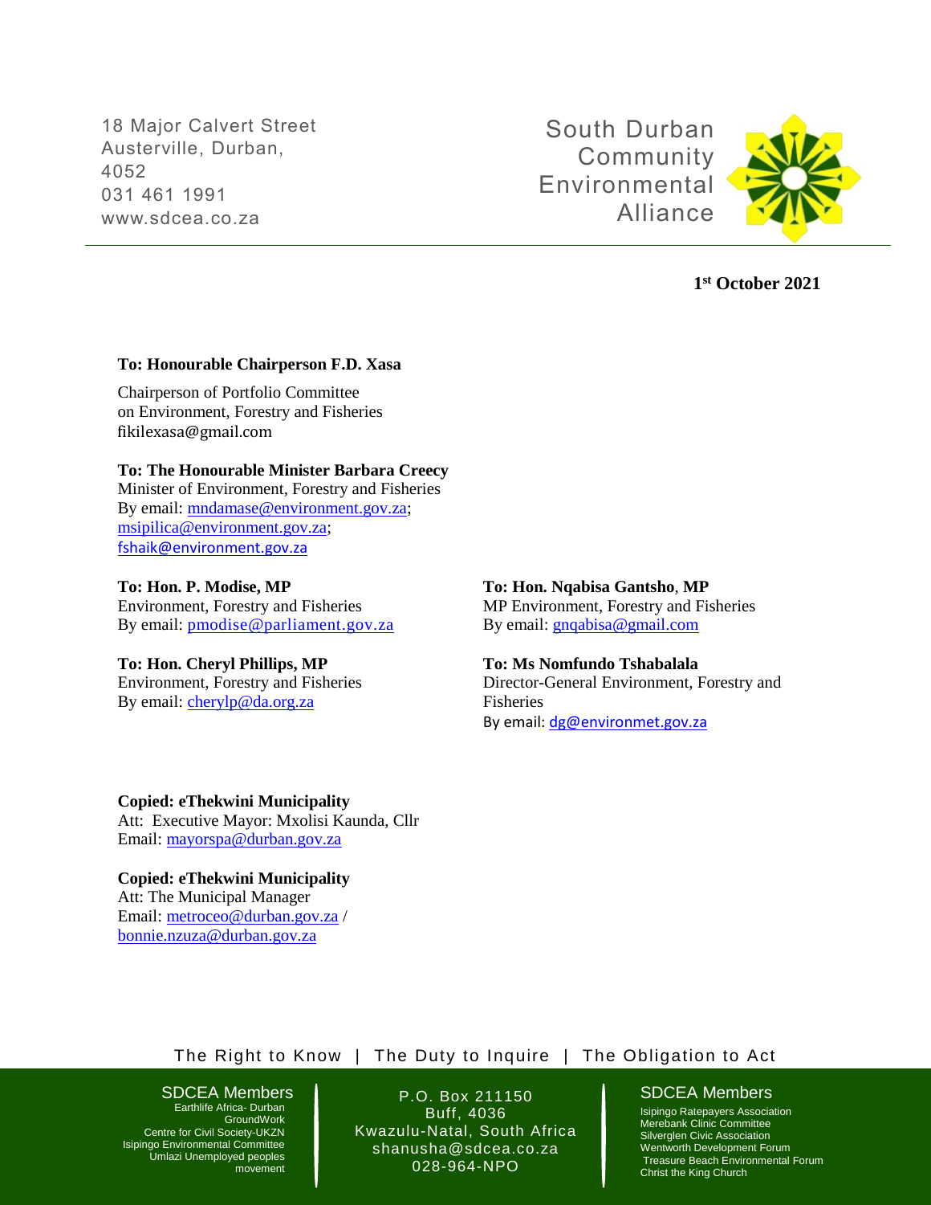18 Major Calvert Street
Austerville, Durban,
4052
031 461 1991
www.sdcea.co.za

South Durban Community Environmental Alliance

**1st October 2021**

**To: Honourable Chairperson F.D. Xasa**

Chairperson of Portfolio Committee
on Environment, Forestry and Fisheries
fikilexasa@gmail.com

**To: The Honourable Minister Barbara Creecy**
Minister of Environment, Forestry and Fisheries
By email: mndamase@environment.gov.za; msipilica@environment.gov.za; fshaik@environment.gov.za

**To: Hon. P. Modise, MP**
Environment, Forestry and Fisheries
By email: pmodise@parliament.gov.za

**To: Hon. Nqabisa Gantsho, MP**
MP Environment, Forestry and Fisheries
By email: gnqabisa@gmail.com

**To: Hon. Cheryl Phillips, MP**
Environment, Forestry and Fisheries
By email: cherylp@da.org.za

**To: Ms Nomfundo Tshabalala**
Director-General Environment, Forestry and Fisheries
By email: dg@environmet.gov.za

**Copied: eThekwini Municipality**
Att: Executive Mayor: Mxolisi Kaunda, Cllr
Email: mayorspa@durban.gov.za

**Copied: eThekwini Municipality**
Att: The Municipal Manager
Email: metroceo@durban.gov.za / bonnie.nzuza@durban.gov.za

The Right to Know | The Duty to Inquire | The Obligation to Act

SDCEA Members
Earthlife Africa- Durban
GroundWork
Centre for Civil Society-UKZN
Isipingo Environmental Committee
Umlazi Unemployed peoples movement

P.O. Box 211150
Buff, 4036
Kwazulu-Natal, South Africa
shanusha@sdcea.co.za
028-964-NPO

SDCEA Members
Isipingo Ratepayers Association
Merebank Clinic Committee
Silverglen Civic Association
Wentworth Development Forum
Treasure Beach Environmental Forum
Christ the King Church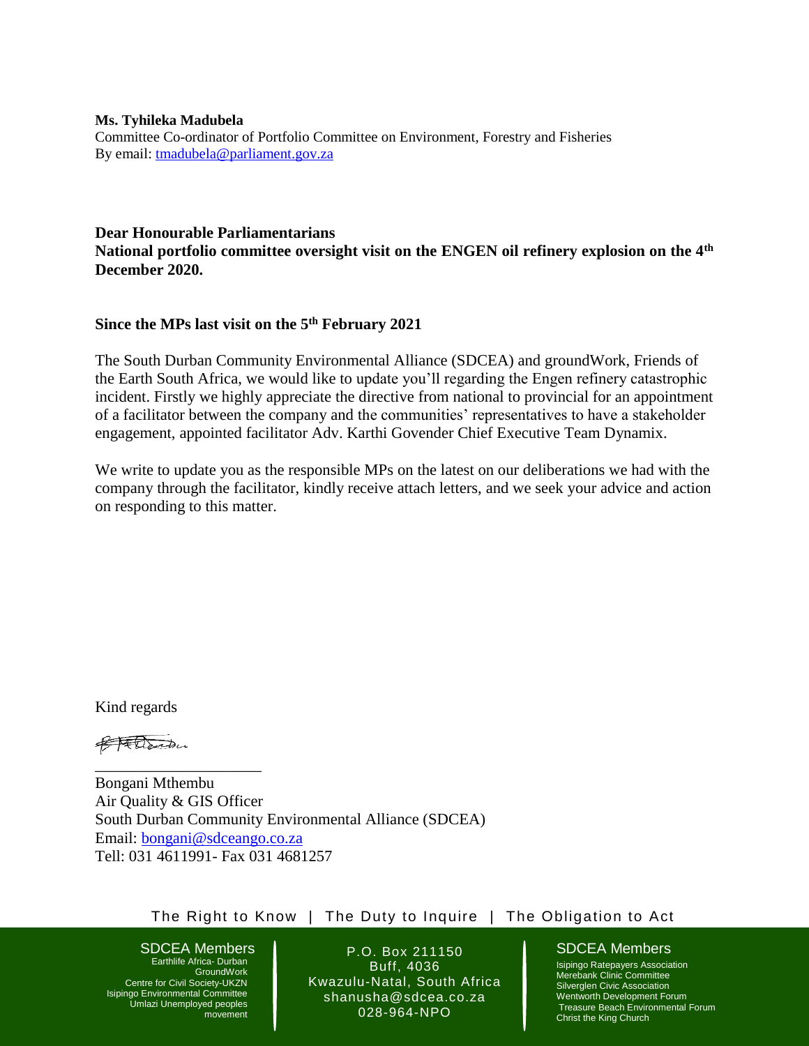**Ms. Tyhileka Madubela**
Committee Co-ordinator of Portfolio Committee on Environment, Forestry and Fisheries
By email: tmadubela@parliament.gov.za

**Dear Honourable Parliamentarians**
**National portfolio committee oversight visit on the ENGEN oil refinery explosion on the 4th December 2020.**

**Since the MPs last visit on the 5th February 2021**

The South Durban Community Environmental Alliance (SDCEA) and groundWork, Friends of the Earth South Africa, we would like to update you'll regarding the Engen refinery catastrophic incident. Firstly we highly appreciate the directive from national to provincial for an appointment of a facilitator between the company and the communities' representatives to have a stakeholder engagement, appointed facilitator Adv. Karthi Govender Chief Executive Team Dynamix.

We write to update you as the responsible MPs on the latest on our deliberations we had with the company through the facilitator, kindly receive attach letters, and we seek your advice and action on responding to this matter.

Kind regards

Bongani Mthembu
Air Quality & GIS Officer
South Durban Community Environmental Alliance (SDCEA)
Email: bongani@sdceango.co.za
Tell: 031 4611991- Fax 031 4681257

The Right to Know | The Duty to Inquire | The Obligation to Act

SDCEA Members
Earthlife Africa- Durban
GroundWork
Centre for Civil Society-UKZN
Isipingo Environmental Committee
Umlazi Unemployed peoples movement

P.O. Box 211150
Buff, 4036
Kwazulu-Natal, South Africa
shanusha@sdcea.co.za
028-964-NPO

SDCEA Members
Isipingo Ratepayers Association
Merebank Clinic Committee
Silverglen Civic Association
Wentworth Development Forum
Treasure Beach Environmental Forum
Christ the King Church